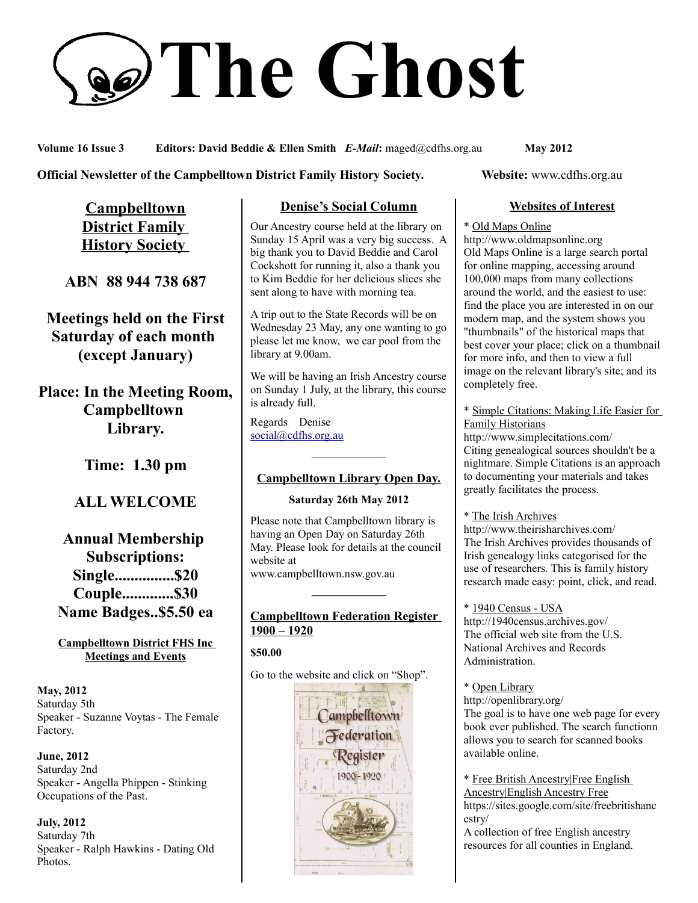# The Ghost

**Volume 16 Issue 3** **Editors: David Beddie & Ellen Smith** ***E-Mail*:** maged@cdfhs.org.au **May 2012**

**Official Newsletter of the Campbelltown District Family History Society.** **Website:** www.cdfhs.org.au

## Campbelltown District Family History Society

**ABN 88 944 738 687**

**Meetings held on the First Saturday of each month (except January)**

**Place: In the Meeting Room, Campbelltown Library.**

**Time: 1.30 pm**

**ALL WELCOME**

**Annual Membership Subscriptions:**
**Single...............$20**
**Couple.............$30**
**Name Badges..$5.50 ea**

### Campbelltown District FHS Inc Meetings and Events

**May, 2012**
Saturday 5th
Speaker - Suzanne Voytas - The Female Factory.

**June, 2012**
Saturday 2nd
Speaker - Angella Phippen - Stinking Occupations of the Past.

**July, 2012**
Saturday 7th
Speaker - Ralph Hawkins - Dating Old Photos.

## Denise's Social Column

Our Ancestry course held at the library on Sunday 15 April was a very big success. A big thank you to David Beddie and Carol Cockshott for running it, also a thank you to Kim Beddie for her delicious slices she sent along to have with morning tea.

A trip out to the State Records will be on Wednesday 23 May, any one wanting to go please let me know, we car pool from the library at 9.00am.

We will be having an Irish Ancestry course on Sunday 1 July, at the library, this course is already full.

Regards Denise
social@cdfhs.org.au

---

## Campbelltown Library Open Day.

**Saturday 26th May 2012**

Please note that Campbelltown library is having an Open Day on Saturday 26th May. Please look for details at the council website at www.campbelltown.nsw.gov.au

---

## Campbelltown Federation Register 1900 – 1920

**$50.00**

Go to the website and click on "Shop".

## Websites of Interest

* Old Maps Online
http://www.oldmapsonline.org
Old Maps Online is a large search portal for online mapping, accessing around 100,000 maps from many collections around the world, and the easiest to use: find the place you are interested in on our modern map, and the system shows you "thumbnails" of the historical maps that best cover your place; click on a thumbnail for more info, and then to view a full image on the relevant library's site; and its completely free.

* Simple Citations: Making Life Easier for Family Historians
http://www.simplecitations.com/
Citing genealogical sources shouldn't be a nightmare. Simple Citations is an approach to documenting your materials and takes greatly facilitates the process.

* The Irish Archives
http://www.theirisharchives.com/
The Irish Archives provides thousands of Irish genealogy links categorised for the use of researchers. This is family history research made easy: point, click, and read.

* 1940 Census - USA
http://1940census.archives.gov/
The official web site from the U.S. National Archives and Records Administration.

* Open Library
http://openlibrary.org/
The goal is to have one web page for every book ever published. The search functionn allows you to search for scanned books available online.

* Free British Ancestry|Free English Ancestry|English Ancestry Free
https://sites.google.com/site/freebritishancestry/
A collection of free English ancestry resources for all counties in England.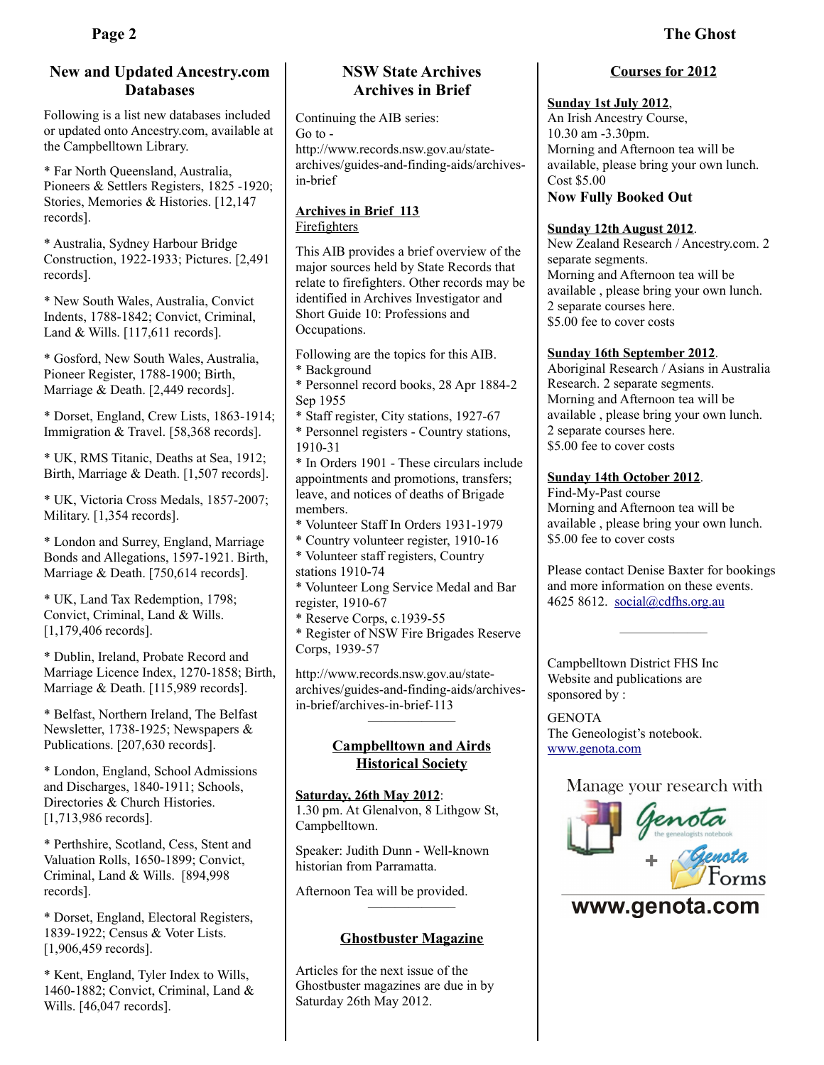## New and Updated Ancestry.com Databases

Following is a list new databases included or updated onto Ancestry.com, available at the Campbelltown Library.

* Far North Queensland, Australia, Pioneers & Settlers Registers, 1825 -1920; Stories, Memories & Histories. [12,147 records].

* Australia, Sydney Harbour Bridge Construction, 1922-1933; Pictures. [2,491 records].

* New South Wales, Australia, Convict Indents, 1788-1842; Convict, Criminal, Land & Wills. [117,611 records].

* Gosford, New South Wales, Australia, Pioneer Register, 1788-1900; Birth, Marriage & Death. [2,449 records].

* Dorset, England, Crew Lists, 1863-1914; Immigration & Travel. [58,368 records].

* UK, RMS Titanic, Deaths at Sea, 1912; Birth, Marriage & Death. [1,507 records].

* UK, Victoria Cross Medals, 1857-2007; Military. [1,354 records].

* London and Surrey, England, Marriage Bonds and Allegations, 1597-1921. Birth, Marriage & Death. [750,614 records].

* UK, Land Tax Redemption, 1798; Convict, Criminal, Land & Wills. [1,179,406 records].

* Dublin, Ireland, Probate Record and Marriage Licence Index, 1270-1858; Birth, Marriage & Death. [115,989 records].

* Belfast, Northern Ireland, The Belfast Newsletter, 1738-1925; Newspapers & Publications. [207,630 records].

* London, England, School Admissions and Discharges, 1840-1911; Schools, Directories & Church Histories. [1,713,986 records].

* Perthshire, Scotland, Cess, Stent and Valuation Rolls, 1650-1899; Convict, Criminal, Land & Wills. [894,998 records].

* Dorset, England, Electoral Registers, 1839-1922; Census & Voter Lists. [1,906,459 records].

* Kent, England, Tyler Index to Wills, 1460-1882; Convict, Criminal, Land & Wills. [46,047 records].

## NSW State Archives Archives in Brief

Continuing the AIB series:
Go to -
http://www.records.nsw.gov.au/state-archives/guides-and-finding-aids/archives-in-brief

**Archives in Brief 113**
Firefighters

This AIB provides a brief overview of the major sources held by State Records that relate to firefighters. Other records may be identified in Archives Investigator and Short Guide 10: Professions and Occupations.

Following are the topics for this AIB.
* Background
* Personnel record books, 28 Apr 1884-2 Sep 1955
* Staff register, City stations, 1927-67
* Personnel registers - Country stations, 1910-31
* In Orders 1901 - These circulars include appointments and promotions, transfers; leave, and notices of deaths of Brigade members.
* Volunteer Staff In Orders 1931-1979
* Country volunteer register, 1910-16
* Volunteer staff registers, Country stations 1910-74
* Volunteer Long Service Medal and Bar register, 1910-67
* Reserve Corps, c.1939-55
* Register of NSW Fire Brigades Reserve Corps, 1939-57

http://www.records.nsw.gov.au/state-archives/guides-and-finding-aids/archives-in-brief/archives-in-brief-113

## Campbelltown and Airds Historical Society

**Saturday, 26th May 2012**:
1.30 pm. At Glenalvon, 8 Lithgow St, Campbelltown.

Speaker: Judith Dunn - Well-known historian from Parramatta.

Afternoon Tea will be provided.

## Ghostbuster Magazine

Articles for the next issue of the Ghostbuster magazines are due in by Saturday 26th May 2012.

## Courses for 2012

**Sunday 1st July 2012**,
An Irish Ancestry Course,
10.30 am -3.30pm.
Morning and Afternoon tea will be available, please bring your own lunch.
Cost $5.00
**Now Fully Booked Out**

**Sunday 12th August 2012**.
New Zealand Research / Ancestry.com. 2 separate segments.
Morning and Afternoon tea will be available , please bring your own lunch.
2 separate courses here.
$5.00 fee to cover costs

**Sunday 16th September 2012**.
Aboriginal Research / Asians in Australia Research. 2 separate segments.
Morning and Afternoon tea will be available , please bring your own lunch.
2 separate courses here.
$5.00 fee to cover costs

**Sunday 14th October 2012**.
Find-My-Past course
Morning and Afternoon tea will be available , please bring your own lunch.
$5.00 fee to cover costs

Please contact Denise Baxter for bookings and more information on these events.
4625 8612. social@cdfhs.org.au

Campbelltown District FHS Inc Website and publications are sponsored by :

GENOTA
The Geneologist's notebook.
www.genota.com

Manage your research with Genota the genealogists notebook + Genota Forms
www.genota.com